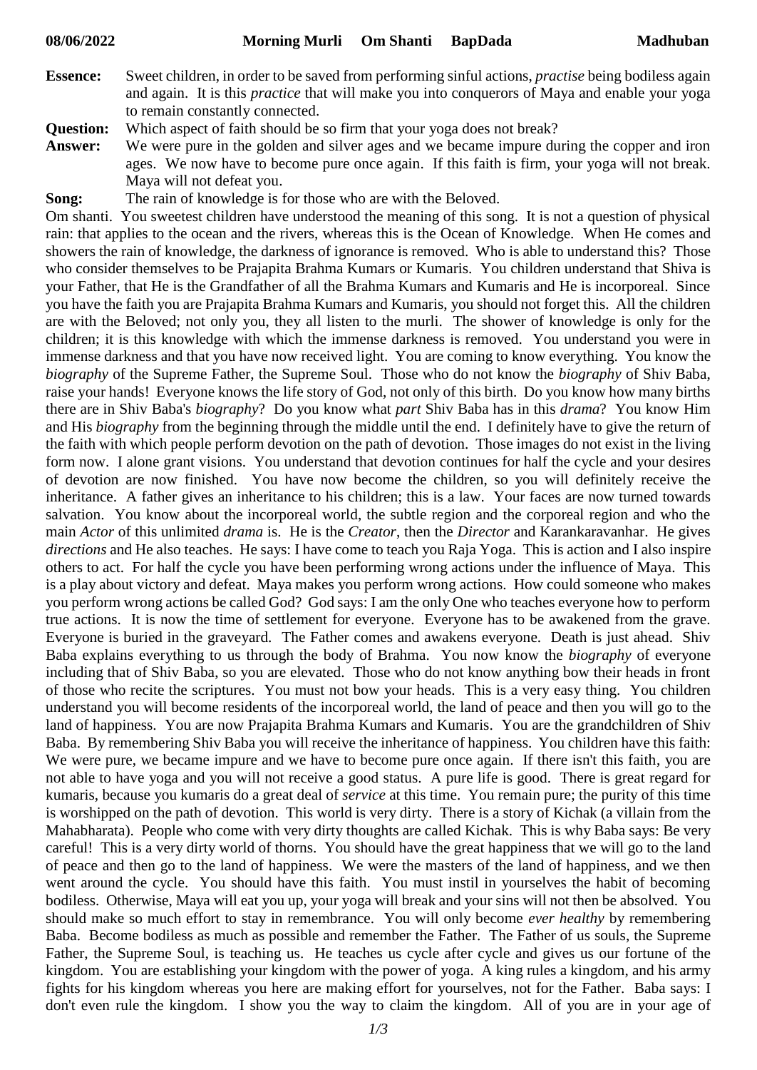**08/06/2022 Morning Murli Om Shanti BapDada Madhuban**

**Essence:** Sweet children, in order to be saved from performing sinful actions, *practise* being bodiless again and again. It is this *practice* that will make you into conquerors of Maya and enable your yoga to remain constantly connected.

**Question:** Which aspect of faith should be so firm that your yoga does not break?

**Answer:** We were pure in the golden and silver ages and we became impure during the copper and iron ages. We now have to become pure once again. If this faith is firm, your yoga will not break. Maya will not defeat you.

**Song:** The rain of knowledge is for those who are with the Beloved.

Om shanti. You sweetest children have understood the meaning of this song. It is not a question of physical rain: that applies to the ocean and the rivers, whereas this is the Ocean of Knowledge. When He comes and showers the rain of knowledge, the darkness of ignorance is removed. Who is able to understand this? Those who consider themselves to be Prajapita Brahma Kumars or Kumaris. You children understand that Shiva is your Father, that He is the Grandfather of all the Brahma Kumars and Kumaris and He is incorporeal. Since you have the faith you are Prajapita Brahma Kumars and Kumaris, you should not forget this. All the children are with the Beloved; not only you, they all listen to the murli. The shower of knowledge is only for the children; it is this knowledge with which the immense darkness is removed. You understand you were in immense darkness and that you have now received light. You are coming to know everything. You know the *biography* of the Supreme Father, the Supreme Soul. Those who do not know the *biography* of Shiv Baba, raise your hands! Everyone knows the life story of God, not only of this birth. Do you know how many births there are in Shiv Baba's *biography*? Do you know what *part* Shiv Baba has in this *drama*? You know Him and His *biography* from the beginning through the middle until the end. I definitely have to give the return of the faith with which people perform devotion on the path of devotion. Those images do not exist in the living form now. I alone grant visions. You understand that devotion continues for half the cycle and your desires of devotion are now finished. You have now become the children, so you will definitely receive the inheritance. A father gives an inheritance to his children; this is a law. Your faces are now turned towards salvation. You know about the incorporeal world, the subtle region and the corporeal region and who the main *Actor* of this unlimited *drama* is. He is the *Creator*, then the *Director* and Karankaravanhar. He gives *directions* and He also teaches. He says: I have come to teach you Raja Yoga. This is action and I also inspire others to act. For half the cycle you have been performing wrong actions under the influence of Maya. This is a play about victory and defeat. Maya makes you perform wrong actions. How could someone who makes you perform wrong actions be called God? God says: I am the only One who teaches everyone how to perform true actions. It is now the time of settlement for everyone. Everyone has to be awakened from the grave. Everyone is buried in the graveyard. The Father comes and awakens everyone. Death is just ahead. Shiv Baba explains everything to us through the body of Brahma. You now know the *biography* of everyone including that of Shiv Baba, so you are elevated. Those who do not know anything bow their heads in front of those who recite the scriptures. You must not bow your heads. This is a very easy thing. You children understand you will become residents of the incorporeal world, the land of peace and then you will go to the land of happiness. You are now Prajapita Brahma Kumars and Kumaris. You are the grandchildren of Shiv Baba. By remembering Shiv Baba you will receive the inheritance of happiness. You children have this faith: We were pure, we became impure and we have to become pure once again. If there isn't this faith, you are not able to have yoga and you will not receive a good status. A pure life is good. There is great regard for kumaris, because you kumaris do a great deal of *service* at this time. You remain pure; the purity of this time is worshipped on the path of devotion. This world is very dirty. There is a story of Kichak (a villain from the Mahabharata). People who come with very dirty thoughts are called Kichak. This is why Baba says: Be very careful! This is a very dirty world of thorns. You should have the great happiness that we will go to the land of peace and then go to the land of happiness. We were the masters of the land of happiness, and we then went around the cycle. You should have this faith. You must instil in yourselves the habit of becoming bodiless. Otherwise, Maya will eat you up, your yoga will break and your sins will not then be absolved. You should make so much effort to stay in remembrance. You will only become *ever healthy* by remembering Baba. Become bodiless as much as possible and remember the Father. The Father of us souls, the Supreme Father, the Supreme Soul, is teaching us. He teaches us cycle after cycle and gives us our fortune of the kingdom. You are establishing your kingdom with the power of yoga. A king rules a kingdom, and his army fights for his kingdom whereas you here are making effort for yourselves, not for the Father. Baba says: I don't even rule the kingdom. I show you the way to claim the kingdom. All of you are in your age of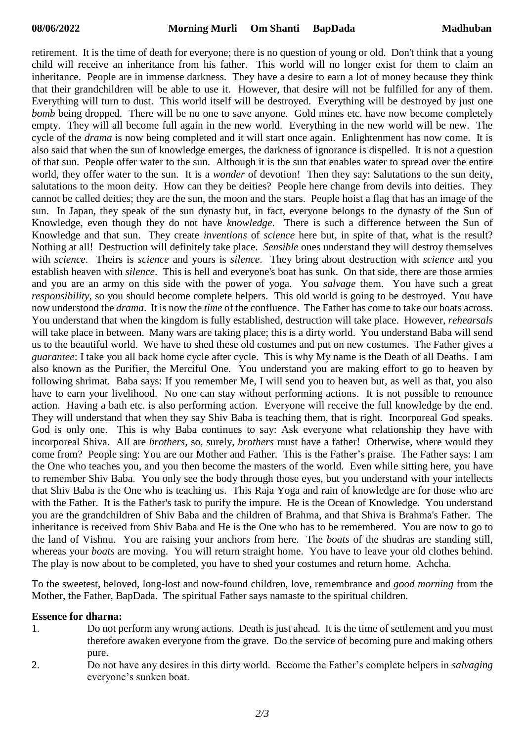retirement. It is the time of death for everyone; there is no question of young or old. Don't think that a young child will receive an inheritance from his father. This world will no longer exist for them to claim an inheritance. People are in immense darkness. They have a desire to earn a lot of money because they think that their grandchildren will be able to use it. However, that desire will not be fulfilled for any of them. Everything will turn to dust. This world itself will be destroyed. Everything will be destroyed by just one *bomb* being dropped. There will be no one to save anyone. Gold mines etc. have now become completely empty. They will all become full again in the new world. Everything in the new world will be new. The cycle of the *drama* is now being completed and it will start once again. Enlightenment has now come. It is also said that when the sun of knowledge emerges, the darkness of ignorance is dispelled. It is not a question of that sun. People offer water to the sun. Although it is the sun that enables water to spread over the entire world, they offer water to the sun. It is a *wonder* of devotion! Then they say: Salutations to the sun deity, salutations to the moon deity. How can they be deities? People here change from devils into deities. They cannot be called deities; they are the sun, the moon and the stars. People hoist a flag that has an image of the sun. In Japan, they speak of the sun dynasty but, in fact, everyone belongs to the dynasty of the Sun of Knowledge, even though they do not have *knowledge*. There is such a difference between the Sun of Knowledge and that sun. They create *inventions* of *science* here but, in spite of that, what is the result? Nothing at all! Destruction will definitely take place. *Sensible* ones understand they will destroy themselves with *science*. Theirs is *science* and yours is *silence*. They bring about destruction with *science* and you establish heaven with *silence*. This is hell and everyone's boat has sunk. On that side, there are those armies and you are an army on this side with the power of yoga. You *salvage* them. You have such a great *responsibility*, so you should become complete helpers. This old world is going to be destroyed. You have now understood the *drama*. It is now the *time* of the confluence. The Father has come to take our boats across. You understand that when the kingdom is fully established, destruction will take place. However, *rehearsals* will take place in between. Many wars are taking place; this is a dirty world. You understand Baba will send us to the beautiful world. We have to shed these old costumes and put on new costumes. The Father gives a *guarantee*: I take you all back home cycle after cycle. This is why My name is the Death of all Deaths. I am also known as the Purifier, the Merciful One. You understand you are making effort to go to heaven by following shrimat. Baba says: If you remember Me, I will send you to heaven but, as well as that, you also have to earn your livelihood. No one can stay without performing actions. It is not possible to renounce action. Having a bath etc. is also performing action. Everyone will receive the full knowledge by the end. They will understand that when they say Shiv Baba is teaching them, that is right. Incorporeal God speaks. God is only one. This is why Baba continues to say: Ask everyone what relationship they have with incorporeal Shiva. All are *brothers*, so, surely, *brothers* must have a father! Otherwise, where would they come from? People sing: You are our Mother and Father. This is the Father's praise. The Father says: I am the One who teaches you, and you then become the masters of the world. Even while sitting here, you have to remember Shiv Baba. You only see the body through those eyes, but you understand with your intellects that Shiv Baba is the One who is teaching us. This Raja Yoga and rain of knowledge are for those who are with the Father. It is the Father's task to purify the impure. He is the Ocean of Knowledge. You understand you are the grandchildren of Shiv Baba and the children of Brahma, and that Shiva is Brahma's Father. The inheritance is received from Shiv Baba and He is the One who has to be remembered. You are now to go to the land of Vishnu. You are raising your anchors from here. The *boats* of the shudras are standing still, whereas your *boats* are moving. You will return straight home. You have to leave your old clothes behind. The play is now about to be completed, you have to shed your costumes and return home. Achcha.

To the sweetest, beloved, long-lost and now-found children, love, remembrance and *good morning* from the Mother, the Father, BapDada. The spiritual Father says namaste to the spiritual children.

**Essence for dharna:**

1. Do not perform any wrong actions. Death is just ahead. It is the time of settlement and you must therefore awaken everyone from the grave. Do the service of becoming pure and making others pure.
2. Do not have any desires in this dirty world. Become the Father's complete helpers in *salvaging* everyone's sunken boat.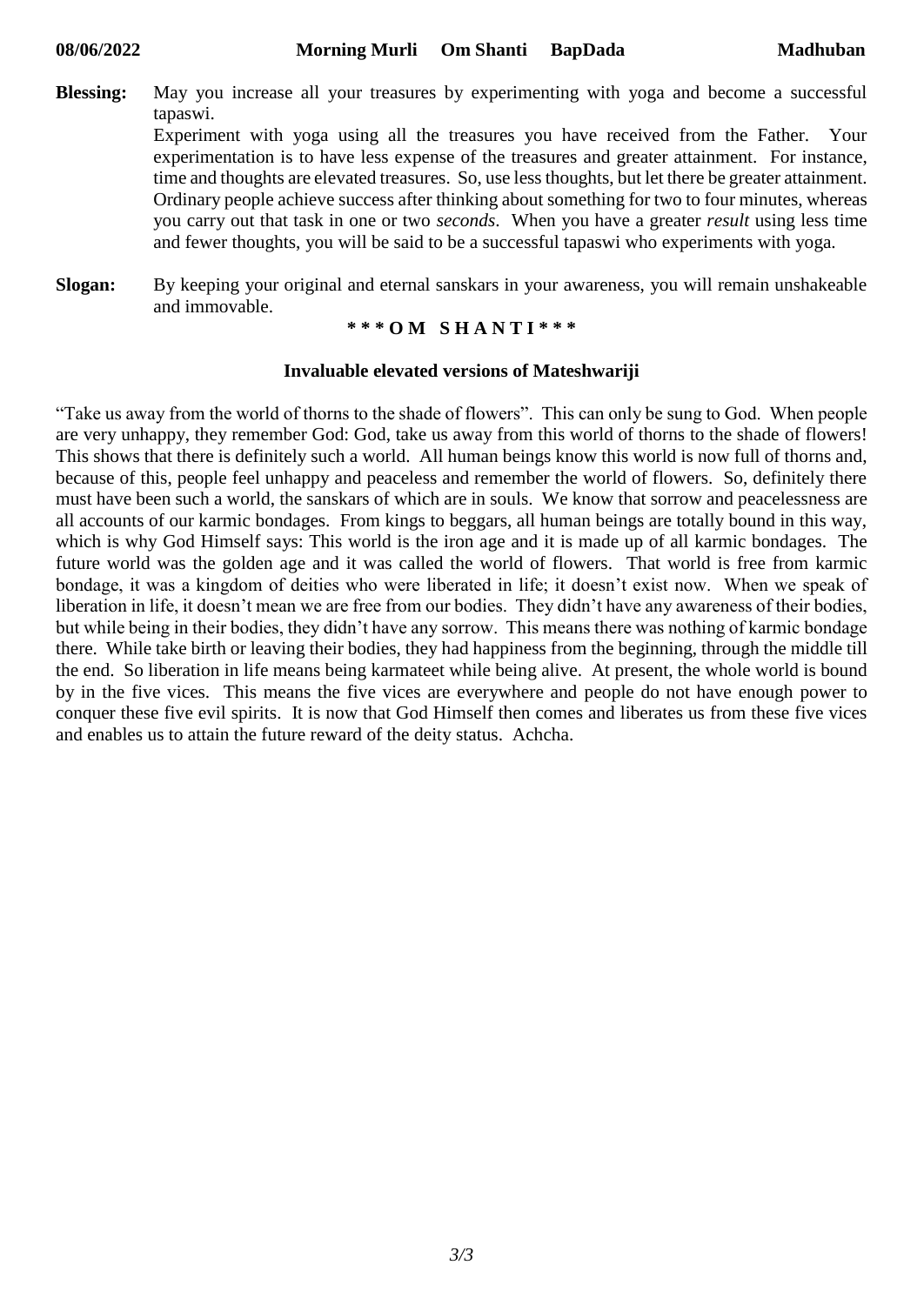**Blessing:** May you increase all your treasures by experimenting with yoga and become a successful tapaswi.

Experiment with yoga using all the treasures you have received from the Father. Your experimentation is to have less expense of the treasures and greater attainment. For instance, time and thoughts are elevated treasures. So, use less thoughts, but let there be greater attainment. Ordinary people achieve success after thinking about something for two to four minutes, whereas you carry out that task in one or two *seconds*. When you have a greater *result* using less time and fewer thoughts, you will be said to be a successful tapaswi who experiments with yoga.

**Slogan:** By keeping your original and eternal sanskars in your awareness, you will remain unshakeable and immovable.

**\* \* \* O M  S H A N T I \* \* \***

**Invaluable elevated versions of Mateshwariji**

"Take us away from the world of thorns to the shade of flowers". This can only be sung to God. When people are very unhappy, they remember God: God, take us away from this world of thorns to the shade of flowers! This shows that there is definitely such a world. All human beings know this world is now full of thorns and, because of this, people feel unhappy and peaceless and remember the world of flowers. So, definitely there must have been such a world, the sanskars of which are in souls. We know that sorrow and peacelessness are all accounts of our karmic bondages. From kings to beggars, all human beings are totally bound in this way, which is why God Himself says: This world is the iron age and it is made up of all karmic bondages. The future world was the golden age and it was called the world of flowers. That world is free from karmic bondage, it was a kingdom of deities who were liberated in life; it doesn't exist now. When we speak of liberation in life, it doesn't mean we are free from our bodies. They didn't have any awareness of their bodies, but while being in their bodies, they didn't have any sorrow. This means there was nothing of karmic bondage there. While take birth or leaving their bodies, they had happiness from the beginning, through the middle till the end. So liberation in life means being karmateet while being alive. At present, the whole world is bound by in the five vices. This means the five vices are everywhere and people do not have enough power to conquer these five evil spirits. It is now that God Himself then comes and liberates us from these five vices and enables us to attain the future reward of the deity status. Achcha.